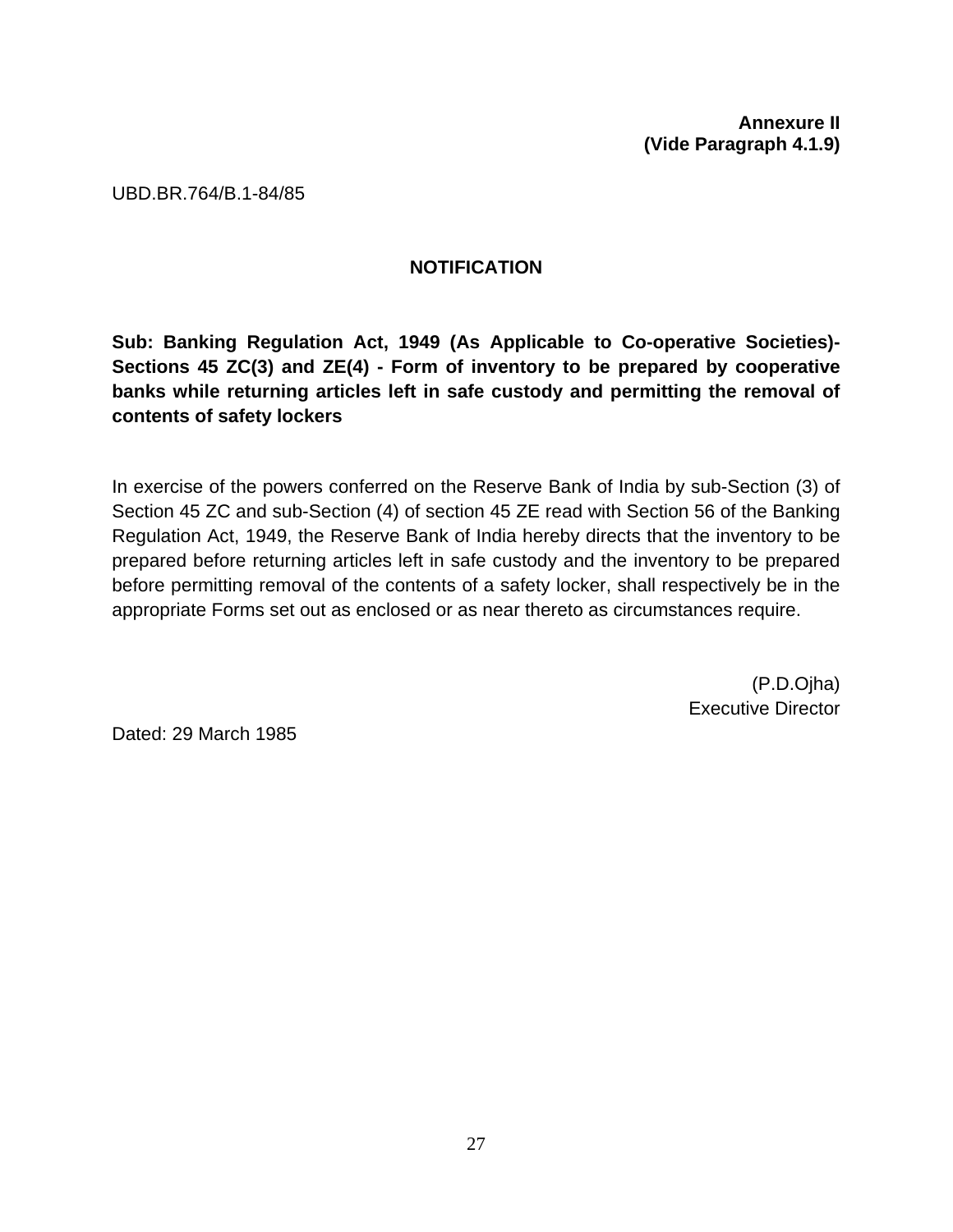**Annexure II**
**(Vide Paragraph 4.1.9)**

UBD.BR.764/B.1-84/85

## NOTIFICATION

**Sub: Banking Regulation Act, 1949 (As Applicable to Co-operative Societies)- Sections 45 ZC(3) and ZE(4) - Form of inventory to be prepared by cooperative banks while returning articles left in safe custody and permitting the removal of contents of safety lockers**

In exercise of the powers conferred on the Reserve Bank of India by sub-Section (3) of Section 45 ZC and sub-Section (4) of section 45 ZE read with Section 56 of the Banking Regulation Act, 1949, the Reserve Bank of India hereby directs that the inventory to be prepared before returning articles left in safe custody and the inventory to be prepared before permitting removal of the contents of a safety locker, shall respectively be in the appropriate Forms set out as enclosed or as near thereto as circumstances require.

(P.D.Ojha)
Executive Director

Dated: 29 March 1985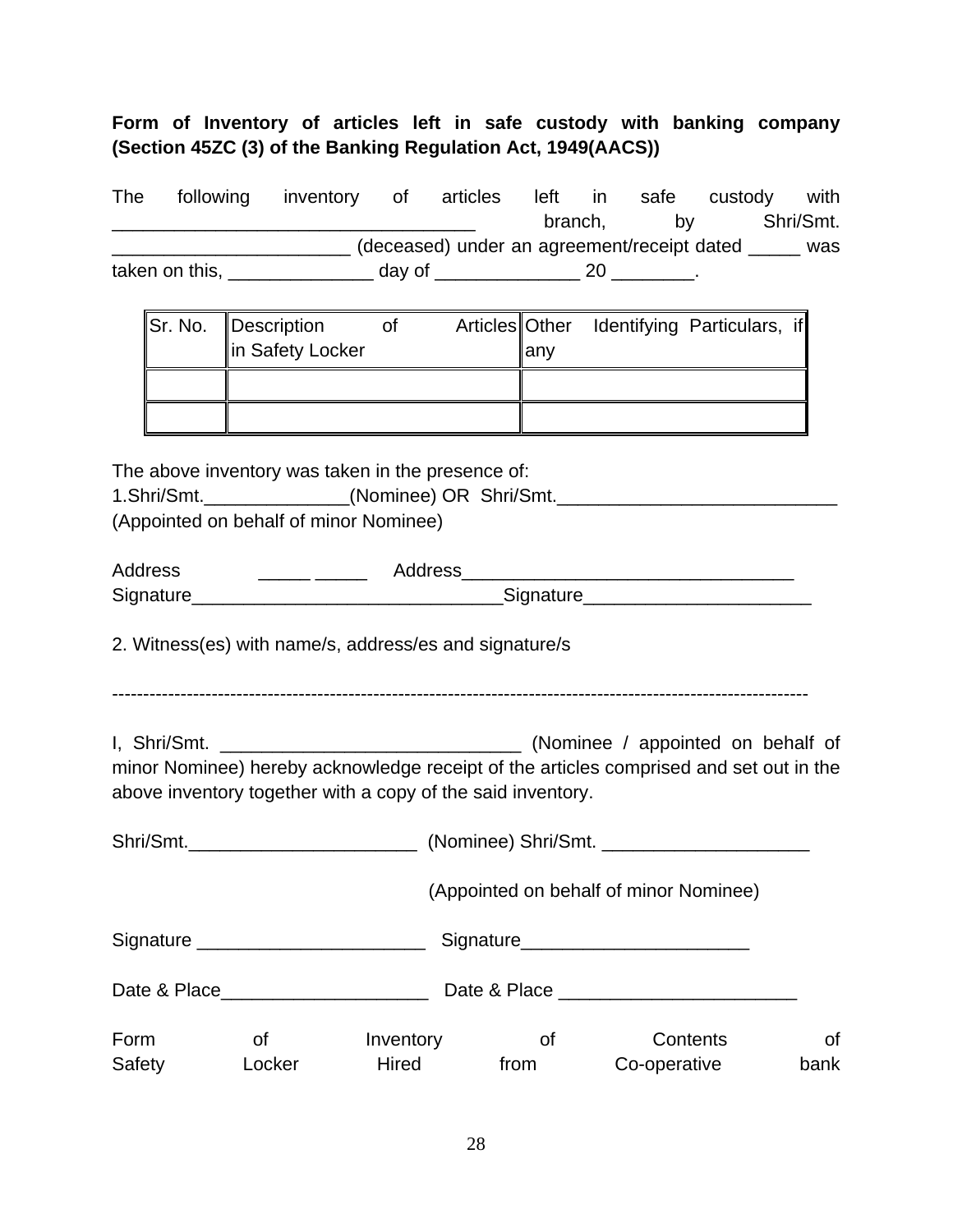**Form of Inventory of articles left in safe custody with banking company (Section 45ZC (3) of the Banking Regulation Act, 1949(AACS))**

The following inventory of articles left in safe custody with ___________________________________ branch, by Shri/Smt. _______________________ (deceased) under an agreement/receipt dated _____ was taken on this, ______________ day of ______________ 20 ________.

| Sr. No. | Description of Articles in Safety Locker | Other Identifying Particulars, if any |
|---|---|---|
| | | |
| | | |

The above inventory was taken in the presence of:

1.Shri/Smt.______________(Nominee) OR Shri/Smt.___________________________
(Appointed on behalf of minor Nominee)

Address _____ _____ Address________________________________
Signature_____________________________Signature_____________________

2. Witness(es) with name/s, address/es and signature/s

-----------------------------------------------------------------------------------------------------------------

I, Shri/Smt. _____________________________ (Nominee / appointed on behalf of minor Nominee) hereby acknowledge receipt of the articles comprised and set out in the above inventory together with a copy of the said inventory.

Shri/Smt.______________________ (Nominee) Shri/Smt. ____________________

(Appointed on behalf of minor Nominee)

Signature ______________________ Signature______________________

Date & Place____________________ Date & Place _______________________

Form of Inventory of Contents of Safety Locker Hired from Co-operative bank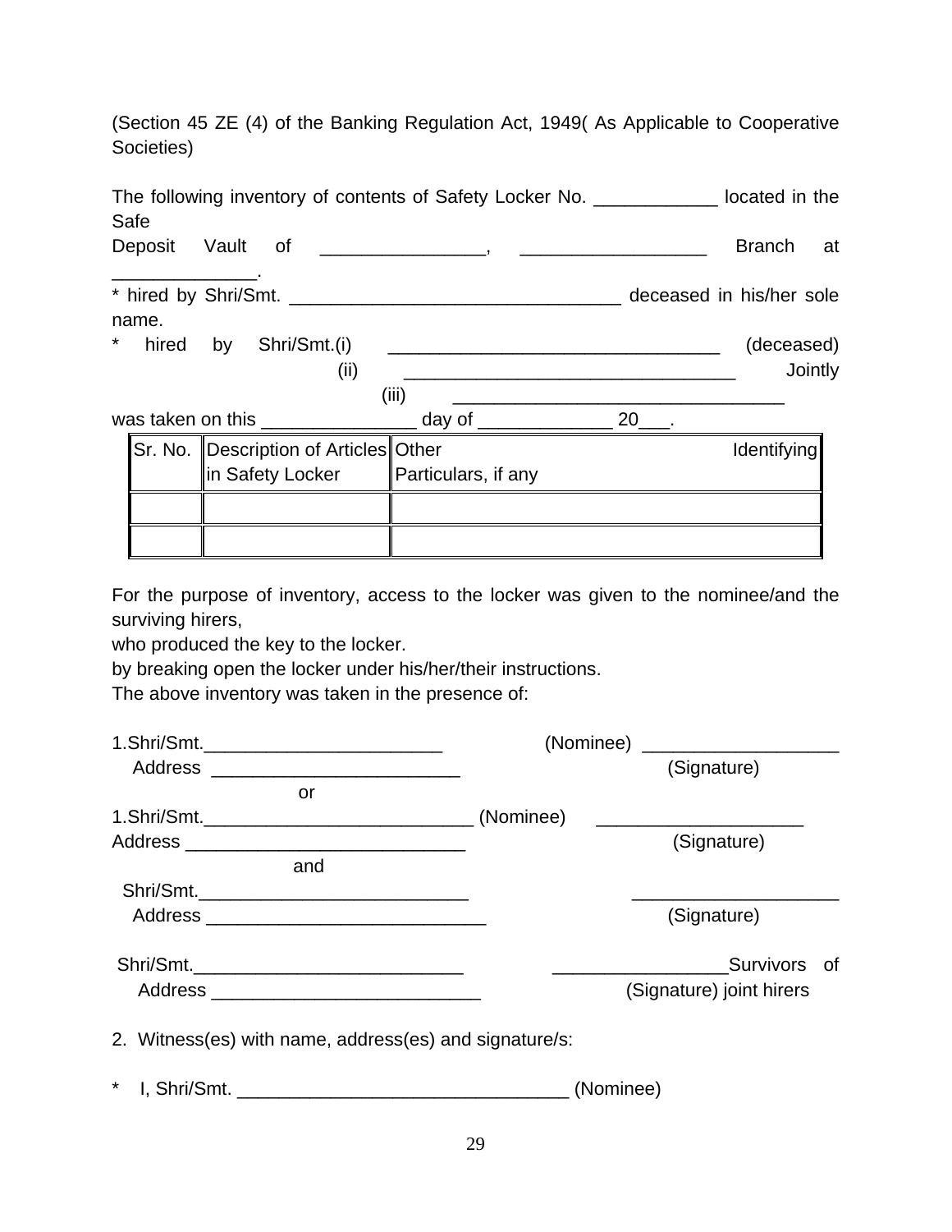(Section 45 ZE (4) of the Banking Regulation Act, 1949( As Applicable to Cooperative Societies)

The following inventory of contents of Safety Locker No. ____________ located in the Safe Deposit Vault of ________________, __________________ Branch at ______________.

* hired by Shri/Smt. ________________________________ deceased in his/her sole name.

* hired by Shri/Smt.(i) ________________________________ (deceased)
(ii) ________________________________ Jointly
(iii) ________________________________

was taken on this _______________ day of _____________ 20___.

| Sr. No. | Description of Articles in Safety Locker | Other Identifying Particulars, if any |
|---|---|---|
| | | |
| | | |

For the purpose of inventory, access to the locker was given to the nominee/and the surviving hirers,

who produced the key to the locker.

by breaking open the locker under his/her/their instructions.

The above inventory was taken in the presence of:

1.Shri/Smt.________________________ (Nominee) ___________________
Address ________________________ (Signature)

or

1.Shri/Smt.__________________________ (Nominee) ____________________
Address ___________________________ (Signature)

and

Shri/Smt.___________________________ ____________________
Address ___________________________ (Signature)

Shri/Smt.___________________________ _________________Survivors of
Address __________________________ (Signature) joint hirers

2. Witness(es) with name, address(es) and signature/s:

* I, Shri/Smt. ________________________________ (Nominee)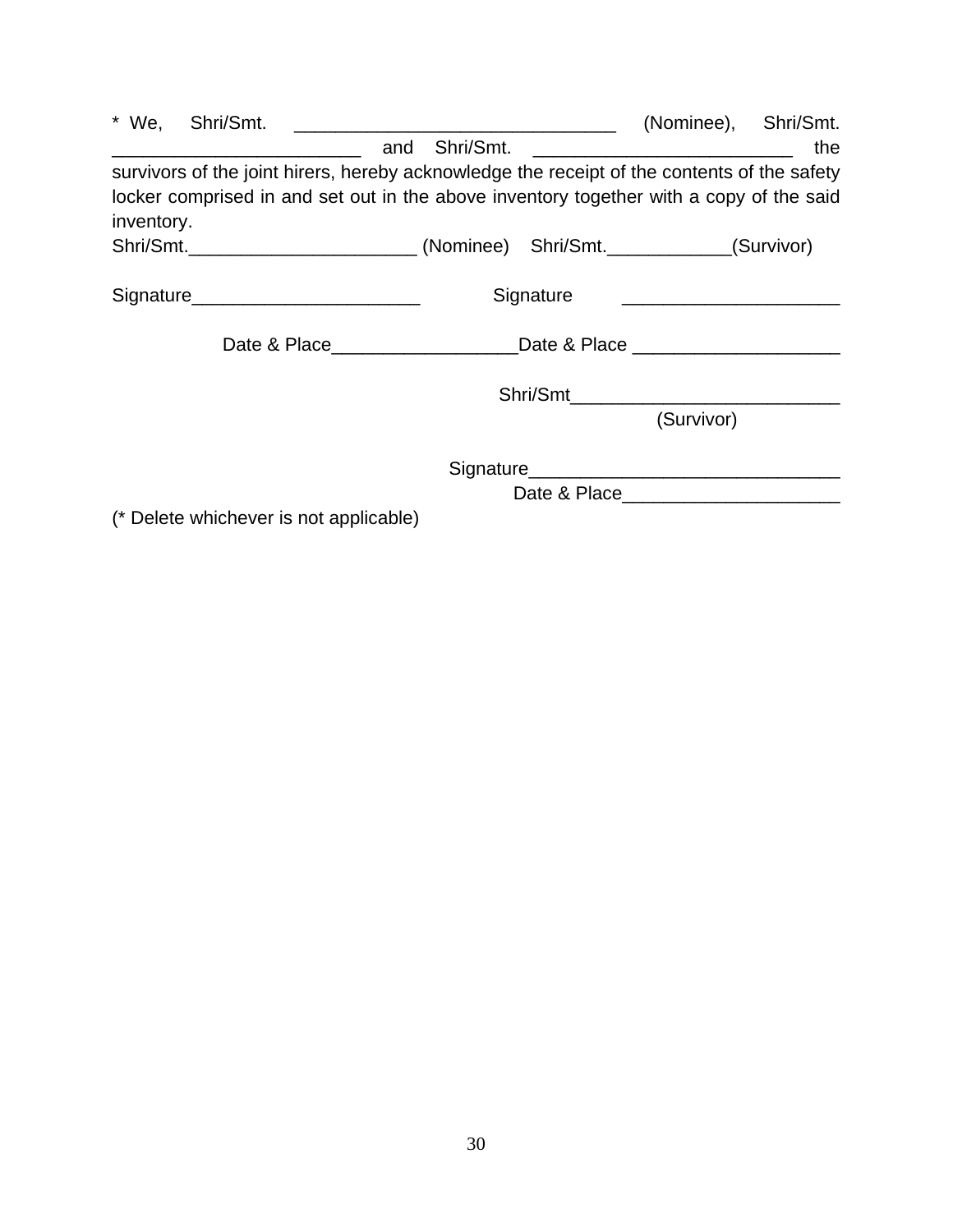* We, Shri/Smt. _______________________________ (Nominee), Shri/Smt. ________________________ and Shri/Smt. _________________________ the survivors of the joint hirers, hereby acknowledge the receipt of the contents of the safety locker comprised in and set out in the above inventory together with a copy of the said inventory.

Shri/Smt.______________________ (Nominee) Shri/Smt.____________(Survivor)

Signature______________________ Signature _____________________

Date & Place__________________Date & Place ____________________

Shri/Smt__________________________
(Survivor)

Signature______________________________

Date & Place_____________________

(* Delete whichever is not applicable)